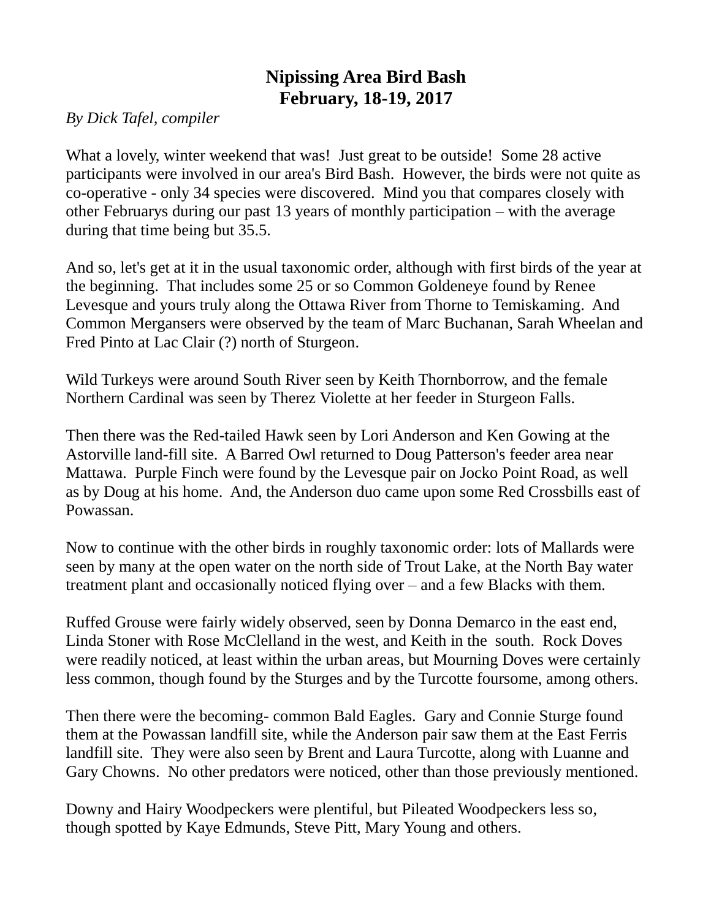# Nipissing Area Bird Bash
# February, 18-19, 2017

*By Dick Tafel, compiler*

What a lovely, winter weekend that was! Just great to be outside! Some 28 active participants were involved in our area's Bird Bash. However, the birds were not quite as co-operative - only 34 species were discovered. Mind you that compares closely with other Februarys during our past 13 years of monthly participation – with the average during that time being but 35.5.

And so, let's get at it in the usual taxonomic order, although with first birds of the year at the beginning. That includes some 25 or so Common Goldeneye found by Renee Levesque and yours truly along the Ottawa River from Thorne to Temiskaming. And Common Mergansers were observed by the team of Marc Buchanan, Sarah Wheelan and Fred Pinto at Lac Clair (?) north of Sturgeon.

Wild Turkeys were around South River seen by Keith Thornborrow, and the female Northern Cardinal was seen by Therez Violette at her feeder in Sturgeon Falls.

Then there was the Red-tailed Hawk seen by Lori Anderson and Ken Gowing at the Astorville land-fill site. A Barred Owl returned to Doug Patterson's feeder area near Mattawa. Purple Finch were found by the Levesque pair on Jocko Point Road, as well as by Doug at his home. And, the Anderson duo came upon some Red Crossbills east of Powassan.

Now to continue with the other birds in roughly taxonomic order: lots of Mallards were seen by many at the open water on the north side of Trout Lake, at the North Bay water treatment plant and occasionally noticed flying over – and a few Blacks with them.

Ruffed Grouse were fairly widely observed, seen by Donna Demarco in the east end, Linda Stoner with Rose McClelland in the west, and Keith in the south. Rock Doves were readily noticed, at least within the urban areas, but Mourning Doves were certainly less common, though found by the Sturges and by the Turcotte foursome, among others.

Then there were the becoming- common Bald Eagles. Gary and Connie Sturge found them at the Powassan landfill site, while the Anderson pair saw them at the East Ferris landfill site. They were also seen by Brent and Laura Turcotte, along with Luanne and Gary Chowns. No other predators were noticed, other than those previously mentioned.

Downy and Hairy Woodpeckers were plentiful, but Pileated Woodpeckers less so, though spotted by Kaye Edmunds, Steve Pitt, Mary Young and others.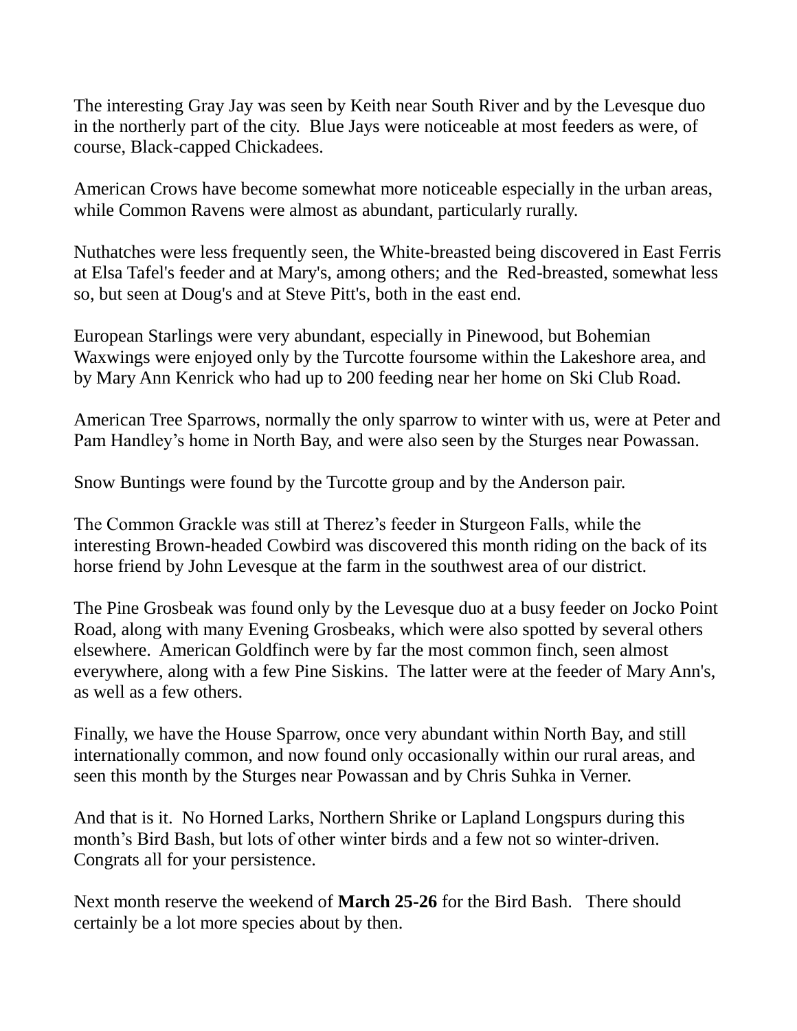The interesting Gray Jay was seen by Keith near South River and by the Levesque duo in the northerly part of the city.  Blue Jays were noticeable at most feeders as were, of course, Black-capped Chickadees.

American Crows have become somewhat more noticeable especially in the urban areas, while Common Ravens were almost as abundant, particularly rurally.

Nuthatches were less frequently seen, the White-breasted being discovered in East Ferris at Elsa Tafel's feeder and at Mary's, among others; and the  Red-breasted, somewhat less so, but seen at Doug's and at Steve Pitt's, both in the east end.

European Starlings were very abundant, especially in Pinewood, but Bohemian Waxwings were enjoyed only by the Turcotte foursome within the Lakeshore area, and by Mary Ann Kenrick who had up to 200 feeding near her home on Ski Club Road.

American Tree Sparrows, normally the only sparrow to winter with us, were at Peter and Pam Handley's home in North Bay, and were also seen by the Sturges near Powassan.

Snow Buntings were found by the Turcotte group and by the Anderson pair.

The Common Grackle was still at Therez's feeder in Sturgeon Falls, while the interesting Brown-headed Cowbird was discovered this month riding on the back of its horse friend by John Levesque at the farm in the southwest area of our district.

The Pine Grosbeak was found only by the Levesque duo at a busy feeder on Jocko Point Road, along with many Evening Grosbeaks, which were also spotted by several others elsewhere.  American Goldfinch were by far the most common finch, seen almost everywhere, along with a few Pine Siskins.  The latter were at the feeder of Mary Ann's, as well as a few others.

Finally, we have the House Sparrow, once very abundant within North Bay, and still internationally common, and now found only occasionally within our rural areas, and seen this month by the Sturges near Powassan and by Chris Suhka in Verner.

And that is it.  No Horned Larks, Northern Shrike or Lapland Longspurs during this month's Bird Bash, but lots of other winter birds and a few not so winter-driven. Congrats all for your persistence.

Next month reserve the weekend of **March 25-26** for the Bird Bash.   There should certainly be a lot more species about by then.